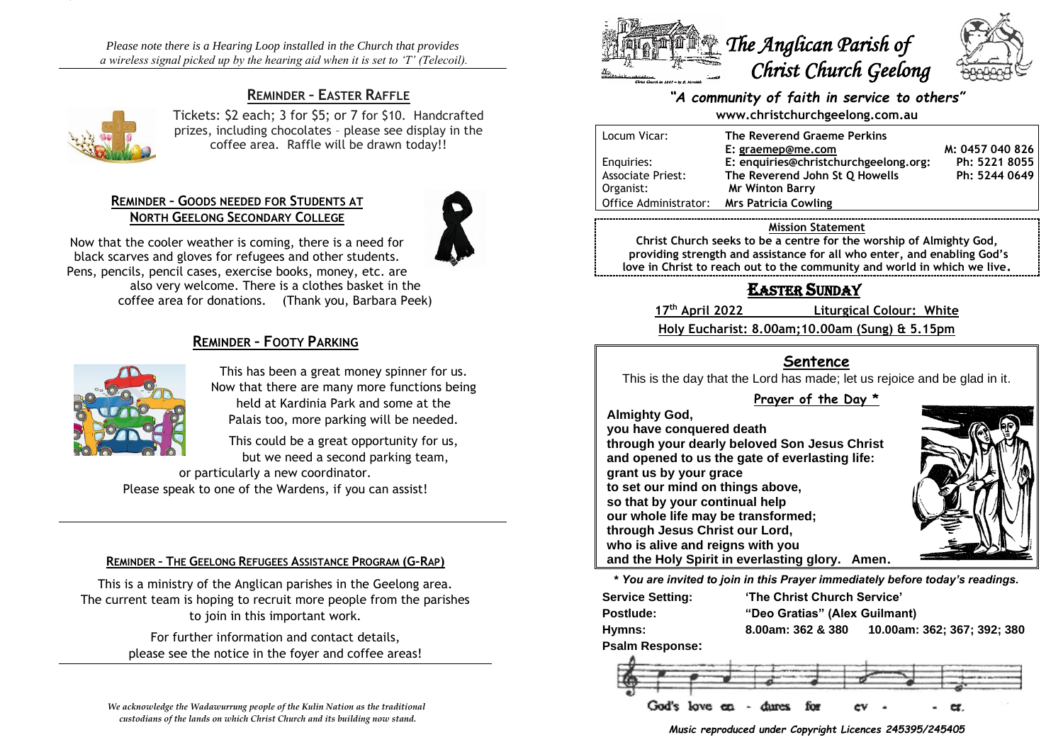*Please note there is a Hearing Loop installed in the Church that provides a wireless signal picked up by the hearing aid when it is set to 'T' (Telecoil).*

## REMINDER – EASTER RAFFLE

Tickets: $2 each; 3 for $5; or 7 for $10. Handcrafted prizes, including chocolates – please see display in the coffee area. Raffle will be drawn today!!

## REMINDER – GOODS NEEDED FOR STUDENTS AT NORTH GEELONG SECONDARY COLLEGE

Now that the cooler weather is coming, there is a need for black scarves and gloves for refugees and other students. Pens, pencils, pencil cases, exercise books, money, etc. are also very welcome. There is a clothes basket in the coffee area for donations. (Thank you, Barbara Peek)

## REMINDER – FOOTY PARKING

This has been a great money spinner for us. Now that there are many more functions being held at Kardinia Park and some at the Palais too, more parking will be needed.

This could be a great opportunity for us, but we need a second parking team, or particularly a new coordinator. Please speak to one of the Wardens, if you can assist!

## REMINDER – THE GEELONG REFUGEES ASSISTANCE PROGRAM (G-RAP)

This is a ministry of the Anglican parishes in the Geelong area. The current team is hoping to recruit more people from the parishes to join in this important work.

For further information and contact details, please see the notice in the foyer and coffee areas!

*We acknowledge the Wadawurrung people of the Kulin Nation as the traditional custodians of the lands on which Christ Church and its building now stand.*

# The Anglican Parish of Christ Church Geelong

*"A community of faith in service to others"*

www.christchurchgeelong.com.au

| | | |
|---|---|---|
| Locum Vicar: | The Reverend Graeme Perkins | |
| | E: graemep@me.com | M: 0457 040 826 |
| Enquiries: | E: enquiries@christchurchgeelong.org: | Ph: 5221 8055 |
| Associate Priest: | The Reverend John St Q Howells | Ph: 5244 0649 |
| Organist: | Mr Winton Barry | |
| Office Administrator: | Mrs Patricia Cowling | |

**Mission Statement**

**Christ Church seeks to be a centre for the worship of Almighty God, providing strength and assistance for all who enter, and enabling God's love in Christ to reach out to the community and world in which we live.**

## EASTER SUNDAY

**17th April 2022** **Liturgical Colour: White**

**Holy Eucharist: 8.00am;10.00am (Sung) & 5.15pm**

### Sentence

This is the day that the Lord has made; let us rejoice and be glad in it.

**Prayer of the Day ***

**Almighty God,**
**you have conquered death**
**through your dearly beloved Son Jesus Christ**
**and opened to us the gate of everlasting life:**
**grant us by your grace**
**to set our mind on things above,**
**so that by your continual help**
**our whole life may be transformed;**
**through Jesus Christ our Lord,**
**who is alive and reigns with you**
**and the Holy Spirit in everlasting glory. Amen.**

***** *You are invited to join in this Prayer immediately before today's readings.*

| | |
|---|---|
| **Service Setting:** | **'The Christ Church Service'** |
| **Postlude:** | **"Deo Gratias" (Alex Guilmant)** |
| **Hymns:** | **8.00am: 362 & 380 10.00am: 362; 367; 392; 380** |
| **Psalm Response:** | |

God's love en - dures for ev - - er.

*Music reproduced under Copyright Licences 245395/245405*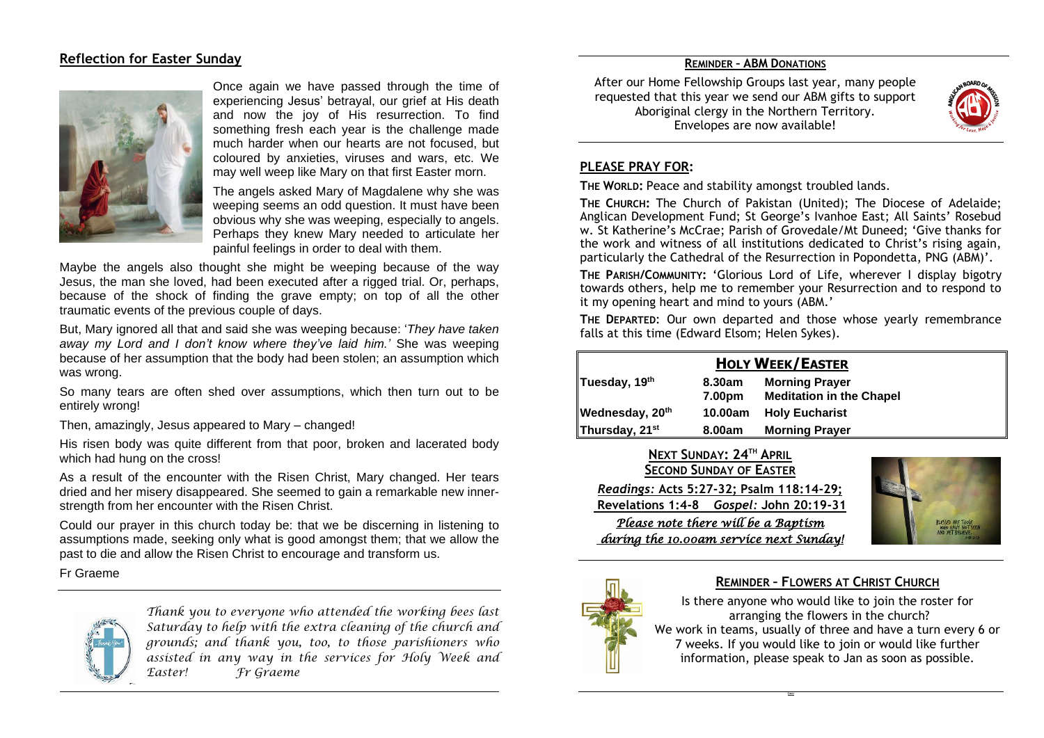## Reflection for Easter Sunday

Once again we have passed through the time of experiencing Jesus' betrayal, our grief at His death and now the joy of His resurrection. To find something fresh each year is the challenge made much harder when our hearts are not focused, but coloured by anxieties, viruses and wars, etc. We may well weep like Mary on that first Easter morn.

The angels asked Mary of Magdalene why she was weeping seems an odd question. It must have been obvious why she was weeping, especially to angels. Perhaps they knew Mary needed to articulate her painful feelings in order to deal with them.

Maybe the angels also thought she might be weeping because of the way Jesus, the man she loved, had been executed after a rigged trial. Or, perhaps, because of the shock of finding the grave empty; on top of all the other traumatic events of the previous couple of days.

But, Mary ignored all that and said she was weeping because: '*They have taken away my Lord and I don't know where they've laid him.'* She was weeping because of her assumption that the body had been stolen; an assumption which was wrong.

So many tears are often shed over assumptions, which then turn out to be entirely wrong!

Then, amazingly, Jesus appeared to Mary – changed!

His risen body was quite different from that poor, broken and lacerated body which had hung on the cross!

As a result of the encounter with the Risen Christ, Mary changed. Her tears dried and her misery disappeared. She seemed to gain a remarkable new inner-strength from her encounter with the Risen Christ.

Could our prayer in this church today be: that we be discerning in listening to assumptions made, seeking only what is good amongst them; that we allow the past to die and allow the Risen Christ to encourage and transform us.

Fr Graeme

*Thank you to everyone who attended the working bees last Saturday to help with the extra cleaning of the church and grounds; and thank you, too, to those parishioners who assisted in any way in the services for Holy Week and Easter! Fr Graeme*

### REMINDER – ABM DONATIONS

After our Home Fellowship Groups last year, many people requested that this year we send our ABM gifts to support Aboriginal clergy in the Northern Territory.
Envelopes are now available!

## PLEASE PRAY FOR:

**THE WORLD:** Peace and stability amongst troubled lands.

**THE CHURCH:** The Church of Pakistan (United); The Diocese of Adelaide; Anglican Development Fund; St George's Ivanhoe East; All Saints' Rosebud w. St Katherine's McCrae; Parish of Grovedale/Mt Duneed; 'Give thanks for the work and witness of all institutions dedicated to Christ's rising again, particularly the Cathedral of the Resurrection in Popondetta, PNG (ABM)'.

**THE PARISH/COMMUNITY:** 'Glorious Lord of Life, wherever I display bigotry towards others, help me to remember your Resurrection and to respond to it my opening heart and mind to yours (ABM.'

**THE DEPARTED:** Our own departed and those whose yearly remembrance falls at this time (Edward Elsom; Helen Sykes).

### HOLY WEEK/EASTER

| | | |
|---|---|---|
| **Tuesday, 19th** | **8.30am** | **Morning Prayer** |
| | **7.00pm** | **Meditation in the Chapel** |
| **Wednesday, 20th** | **10.00am** | **Holy Eucharist** |
| **Thursday, 21st** | **8.00am** | **Morning Prayer** |

### NEXT SUNDAY: 24TH APRIL
### SECOND SUNDAY OF EASTER

***Readings:*** **Acts 5:27-32; Psalm 118:14-29; Revelations 1:4-8** ***Gospel:*** **John 20:19-31**

*Please note there will be a Baptism during the 10.00am service next Sunday!*

BLESSED ARE THOSE WHO HAVE NOT SEEN AND YET BELIEVE.

### REMINDER – FLOWERS AT CHRIST CHURCH

Is there anyone who would like to join the roster for arranging the flowers in the church?
We work in teams, usually of three and have a turn every 6 or 7 weeks. If you would like to join or would like further information, please speak to Jan as soon as possible.